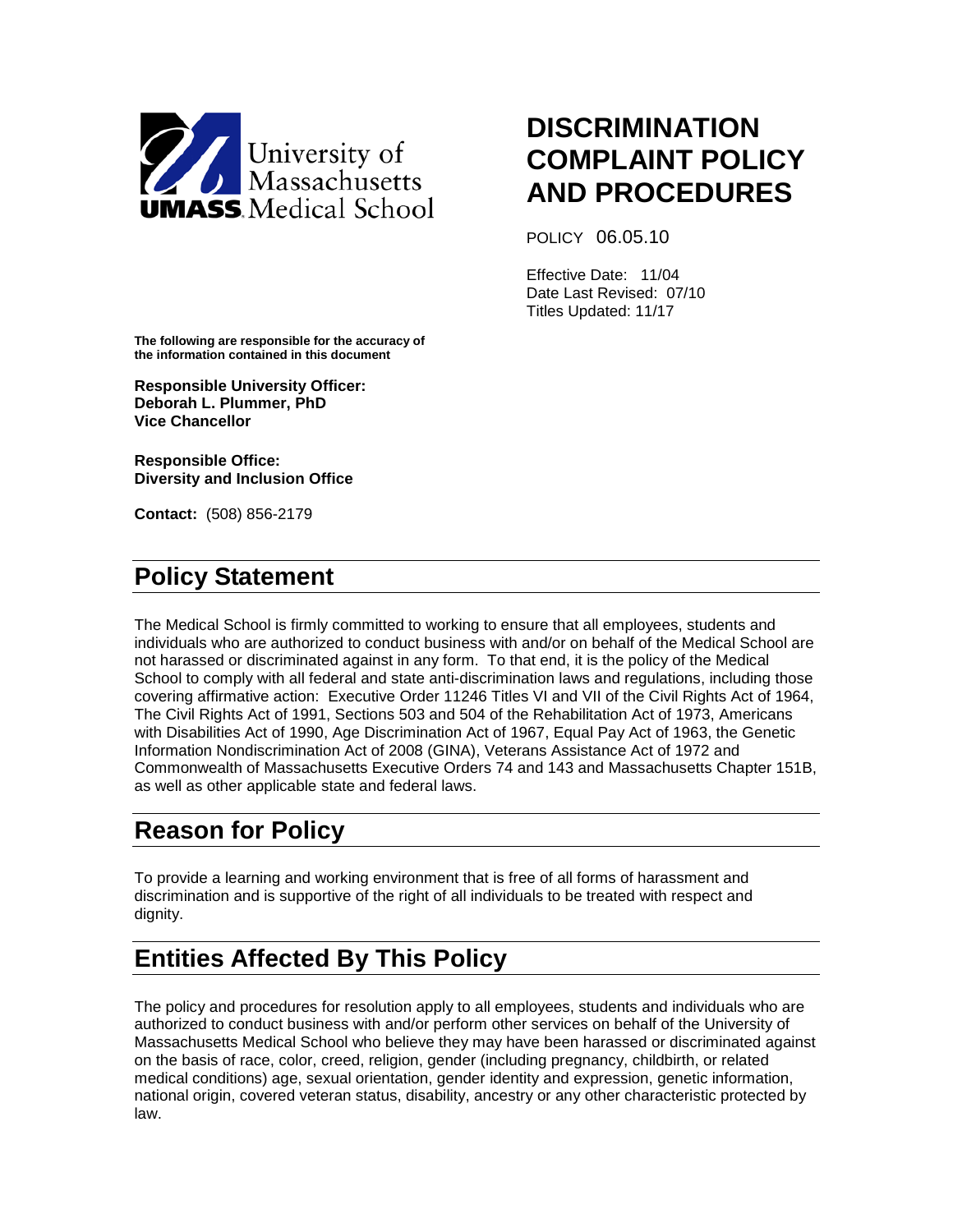University of Massachusetts
UMASS Medical School

# DISCRIMINATION COMPLAINT POLICY AND PROCEDURES

POLICY 06.05.10

Effective Date: 11/04
Date Last Revised: 07/10
Titles Updated: 11/17

**The following are responsible for the accuracy of the information contained in this document**

**Responsible University Officer:**
**Deborah L. Plummer, PhD**
**Vice Chancellor**

**Responsible Office:**
**Diversity and Inclusion Office**

**Contact:** (508) 856-2179

## Policy Statement

The Medical School is firmly committed to working to ensure that all employees, students and individuals who are authorized to conduct business with and/or on behalf of the Medical School are not harassed or discriminated against in any form. To that end, it is the policy of the Medical School to comply with all federal and state anti-discrimination laws and regulations, including those covering affirmative action: Executive Order 11246 Titles VI and VII of the Civil Rights Act of 1964, The Civil Rights Act of 1991, Sections 503 and 504 of the Rehabilitation Act of 1973, Americans with Disabilities Act of 1990, Age Discrimination Act of 1967, Equal Pay Act of 1963, the Genetic Information Nondiscrimination Act of 2008 (GINA), Veterans Assistance Act of 1972 and Commonwealth of Massachusetts Executive Orders 74 and 143 and Massachusetts Chapter 151B, as well as other applicable state and federal laws.

## Reason for Policy

To provide a learning and working environment that is free of all forms of harassment and discrimination and is supportive of the right of all individuals to be treated with respect and dignity.

## Entities Affected By This Policy

The policy and procedures for resolution apply to all employees, students and individuals who are authorized to conduct business with and/or perform other services on behalf of the University of Massachusetts Medical School who believe they may have been harassed or discriminated against on the basis of race, color, creed, religion, gender (including pregnancy, childbirth, or related medical conditions) age, sexual orientation, gender identity and expression, genetic information, national origin, covered veteran status, disability, ancestry or any other characteristic protected by law.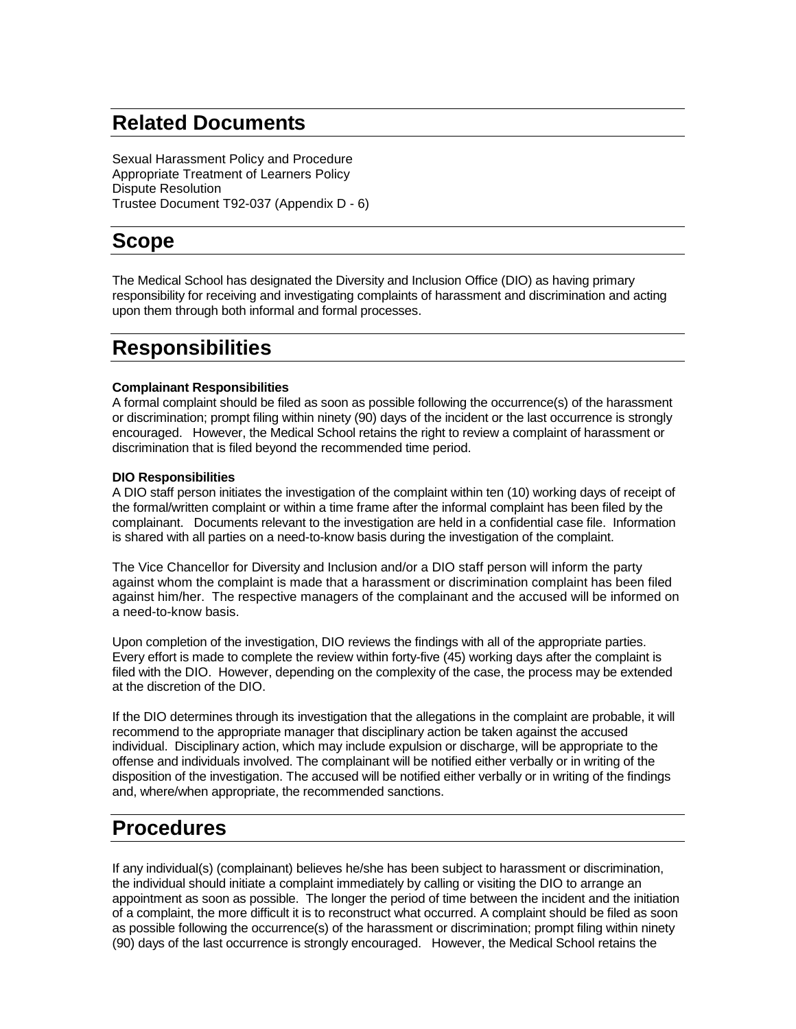# Related Documents

Sexual Harassment Policy and Procedure
Appropriate Treatment of Learners Policy
Dispute Resolution
Trustee Document T92-037 (Appendix D - 6)

# Scope

The Medical School has designated the Diversity and Inclusion Office (DIO) as having primary responsibility for receiving and investigating complaints of harassment and discrimination and acting upon them through both informal and formal processes.

# Responsibilities

**Complainant Responsibilities**
A formal complaint should be filed as soon as possible following the occurrence(s) of the harassment or discrimination; prompt filing within ninety (90) days of the incident or the last occurrence is strongly encouraged. However, the Medical School retains the right to review a complaint of harassment or discrimination that is filed beyond the recommended time period.

**DIO Responsibilities**
A DIO staff person initiates the investigation of the complaint within ten (10) working days of receipt of the formal/written complaint or within a time frame after the informal complaint has been filed by the complainant. Documents relevant to the investigation are held in a confidential case file. Information is shared with all parties on a need-to-know basis during the investigation of the complaint.

The Vice Chancellor for Diversity and Inclusion and/or a DIO staff person will inform the party against whom the complaint is made that a harassment or discrimination complaint has been filed against him/her. The respective managers of the complainant and the accused will be informed on a need-to-know basis.

Upon completion of the investigation, DIO reviews the findings with all of the appropriate parties. Every effort is made to complete the review within forty-five (45) working days after the complaint is filed with the DIO. However, depending on the complexity of the case, the process may be extended at the discretion of the DIO.

If the DIO determines through its investigation that the allegations in the complaint are probable, it will recommend to the appropriate manager that disciplinary action be taken against the accused individual. Disciplinary action, which may include expulsion or discharge, will be appropriate to the offense and individuals involved. The complainant will be notified either verbally or in writing of the disposition of the investigation. The accused will be notified either verbally or in writing of the findings and, where/when appropriate, the recommended sanctions.

# Procedures

If any individual(s) (complainant) believes he/she has been subject to harassment or discrimination, the individual should initiate a complaint immediately by calling or visiting the DIO to arrange an appointment as soon as possible. The longer the period of time between the incident and the initiation of a complaint, the more difficult it is to reconstruct what occurred. A complaint should be filed as soon as possible following the occurrence(s) of the harassment or discrimination; prompt filing within ninety (90) days of the last occurrence is strongly encouraged. However, the Medical School retains the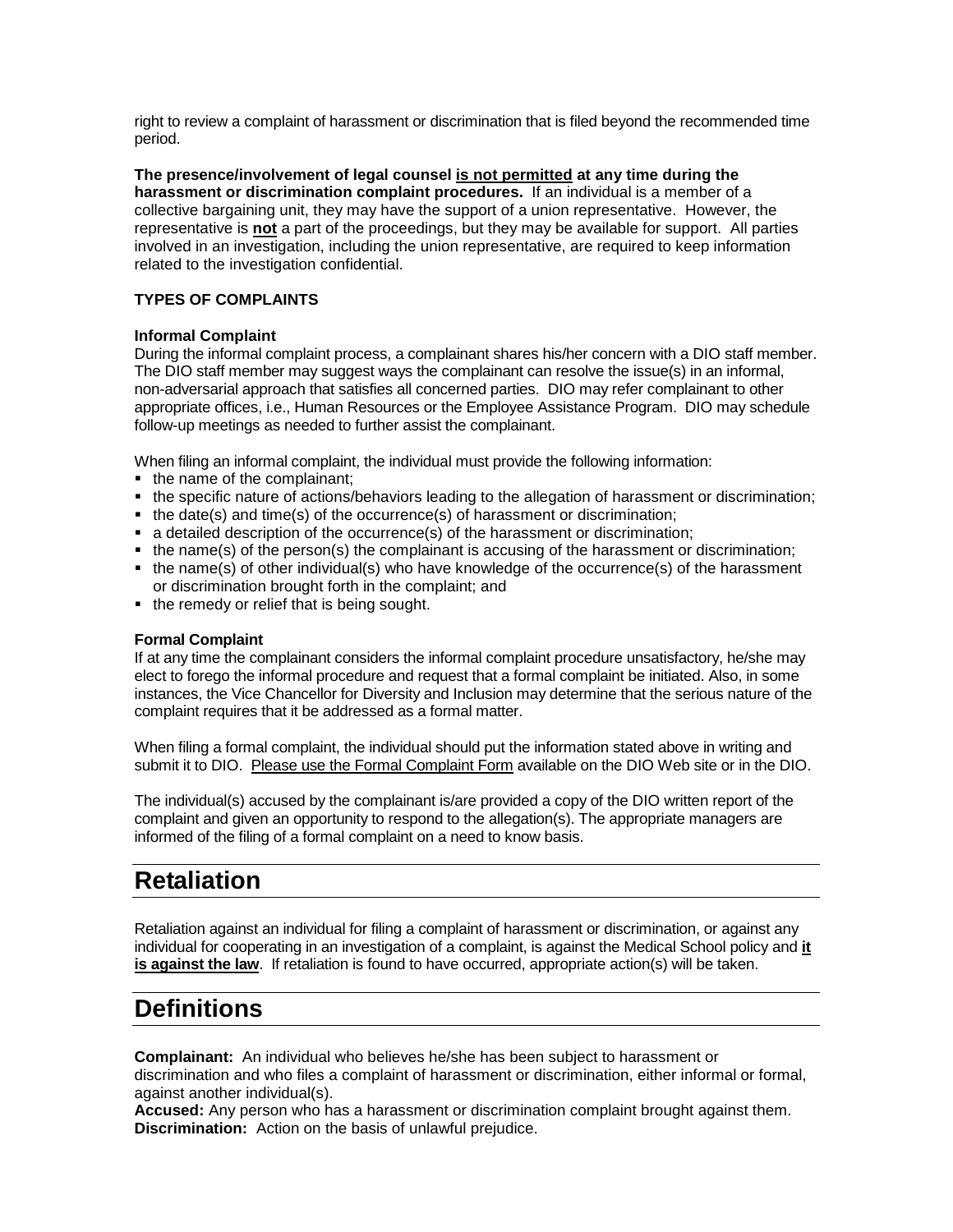right to review a complaint of harassment or discrimination that is filed beyond the recommended time period.

**The presence/involvement of legal counsel <u>is not permitted</u> at any time during the harassment or discrimination complaint procedures.** If an individual is a member of a collective bargaining unit, they may have the support of a union representative. However, the representative is <u>**not**</u> a part of the proceedings, but they may be available for support. All parties involved in an investigation, including the union representative, are required to keep information related to the investigation confidential.

**TYPES OF COMPLAINTS**

**Informal Complaint**

During the informal complaint process, a complainant shares his/her concern with a DIO staff member. The DIO staff member may suggest ways the complainant can resolve the issue(s) in an informal, non-adversarial approach that satisfies all concerned parties. DIO may refer complainant to other appropriate offices, i.e., Human Resources or the Employee Assistance Program. DIO may schedule follow-up meetings as needed to further assist the complainant.

When filing an informal complaint, the individual must provide the following information:

- the name of the complainant;
- the specific nature of actions/behaviors leading to the allegation of harassment or discrimination;
- the date(s) and time(s) of the occurrence(s) of harassment or discrimination;
- a detailed description of the occurrence(s) of the harassment or discrimination;
- the name(s) of the person(s) the complainant is accusing of the harassment or discrimination;
- the name(s) of other individual(s) who have knowledge of the occurrence(s) of the harassment or discrimination brought forth in the complaint; and
- the remedy or relief that is being sought.

**Formal Complaint**

If at any time the complainant considers the informal complaint procedure unsatisfactory, he/she may elect to forego the informal procedure and request that a formal complaint be initiated. Also, in some instances, the Vice Chancellor for Diversity and Inclusion may determine that the serious nature of the complaint requires that it be addressed as a formal matter.

When filing a formal complaint, the individual should put the information stated above in writing and submit it to DIO. <u>Please use the Formal Complaint Form</u> available on the DIO Web site or in the DIO.

The individual(s) accused by the complainant is/are provided a copy of the DIO written report of the complaint and given an opportunity to respond to the allegation(s). The appropriate managers are informed of the filing of a formal complaint on a need to know basis.

# Retaliation

Retaliation against an individual for filing a complaint of harassment or discrimination, or against any individual for cooperating in an investigation of a complaint, is against the Medical School policy and <u>**it is against the law**</u>. If retaliation is found to have occurred, appropriate action(s) will be taken.

# Definitions

**Complainant:** An individual who believes he/she has been subject to harassment or discrimination and who files a complaint of harassment or discrimination, either informal or formal, against another individual(s).

**Accused:** Any person who has a harassment or discrimination complaint brought against them.

**Discrimination:** Action on the basis of unlawful prejudice.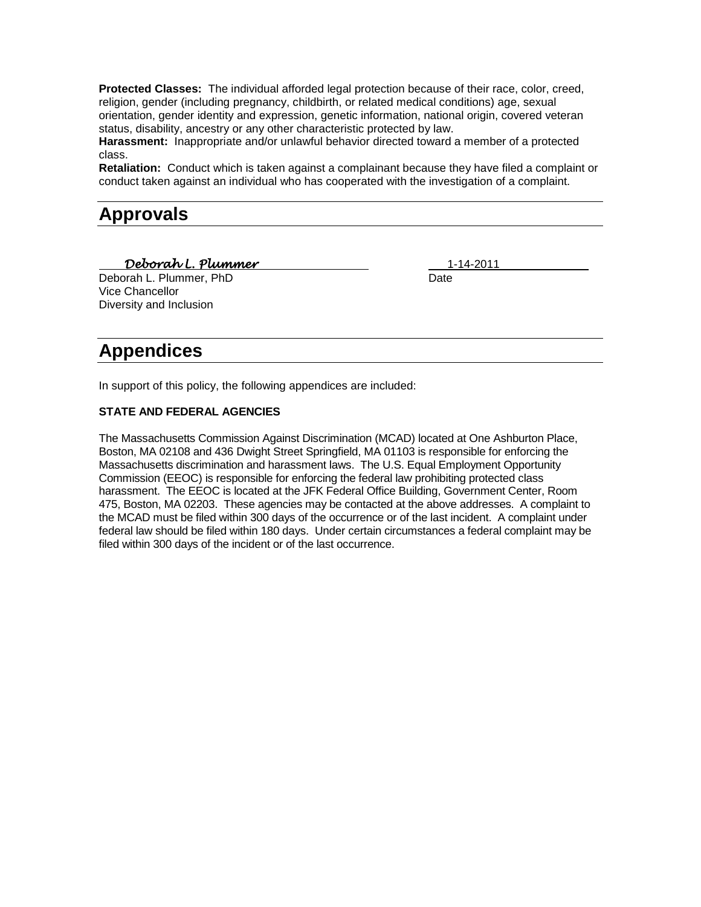**Protected Classes:** The individual afforded legal protection because of their race, color, creed, religion, gender (including pregnancy, childbirth, or related medical conditions) age, sexual orientation, gender identity and expression, genetic information, national origin, covered veteran status, disability, ancestry or any other characteristic protected by law.
**Harassment:** Inappropriate and/or unlawful behavior directed toward a member of a protected class.
**Retaliation:** Conduct which is taken against a complainant because they have filed a complaint or conduct taken against an individual who has cooperated with the investigation of a complaint.

## Approvals

*Deborah L. Plummer* — 1-14-2011

Deborah L. Plummer, PhD — Date
Vice Chancellor
Diversity and Inclusion

## Appendices

In support of this policy, the following appendices are included:

**STATE AND FEDERAL AGENCIES**

The Massachusetts Commission Against Discrimination (MCAD) located at One Ashburton Place, Boston, MA 02108 and 436 Dwight Street Springfield, MA 01103 is responsible for enforcing the Massachusetts discrimination and harassment laws. The U.S. Equal Employment Opportunity Commission (EEOC) is responsible for enforcing the federal law prohibiting protected class harassment. The EEOC is located at the JFK Federal Office Building, Government Center, Room 475, Boston, MA 02203. These agencies may be contacted at the above addresses. A complaint to the MCAD must be filed within 300 days of the occurrence or of the last incident. A complaint under federal law should be filed within 180 days. Under certain circumstances a federal complaint may be filed within 300 days of the incident or of the last occurrence.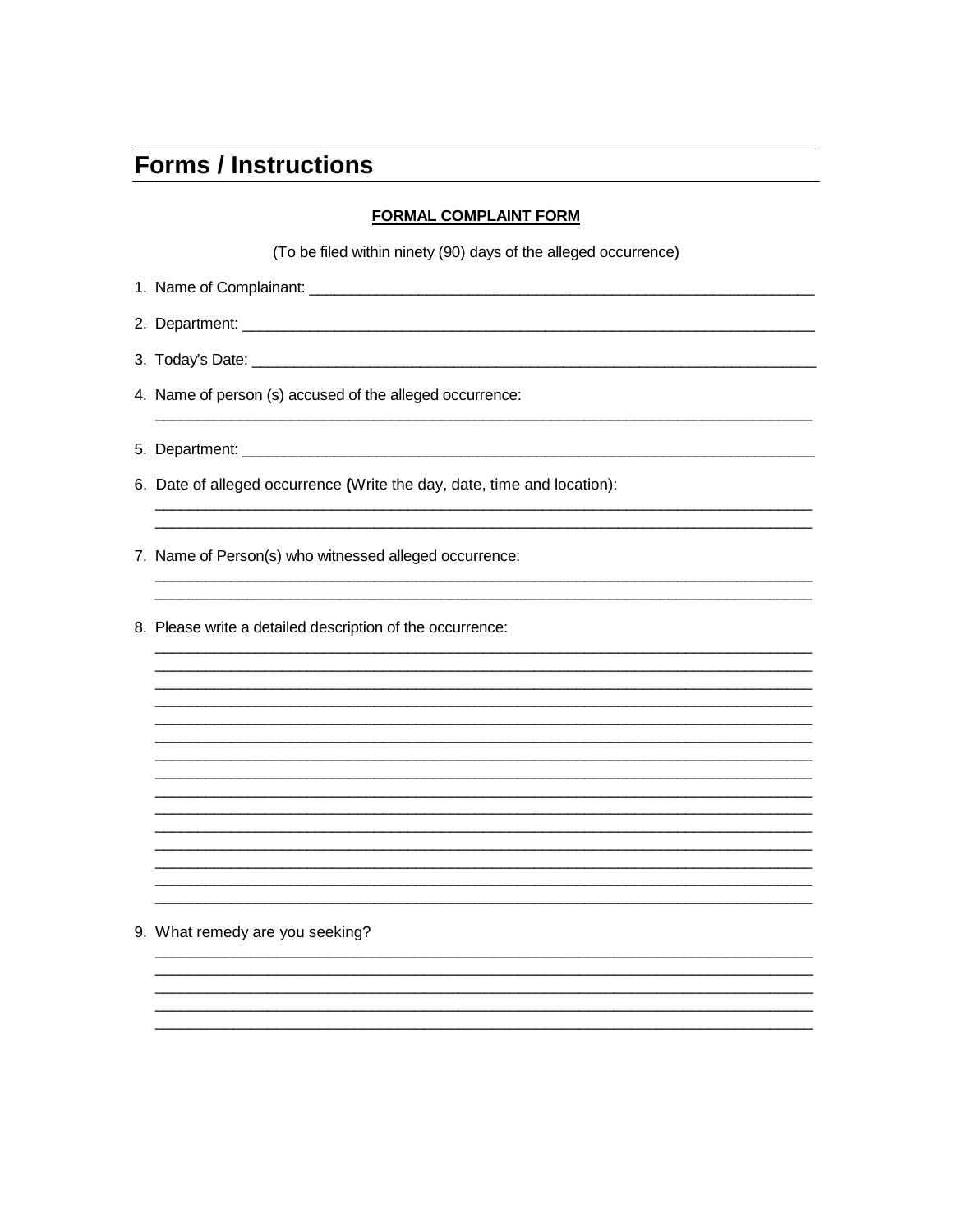# Forms / Instructions

**FORMAL COMPLAINT FORM**

(To be filed within ninety (90) days of the alleged occurrence)

1. Name of Complainant: ______________________________________________________________

2. Department: _____________________________________________________________________

3. Today's Date: ____________________________________________________________________

4. Name of person (s) accused of the alleged occurrence:
   ________________________________________________________________________________

5. Department: _____________________________________________________________________

6. Date of alleged occurrence (Write the day, date, time and location):
   ________________________________________________________________________________
   ________________________________________________________________________________

7. Name of Person(s) who witnessed alleged occurrence:
   ________________________________________________________________________________
   ________________________________________________________________________________

8. Please write a detailed description of the occurrence:
   ________________________________________________________________________________
   ________________________________________________________________________________
   ________________________________________________________________________________
   ________________________________________________________________________________
   ________________________________________________________________________________
   ________________________________________________________________________________
   ________________________________________________________________________________
   ________________________________________________________________________________
   ________________________________________________________________________________
   ________________________________________________________________________________
   ________________________________________________________________________________
   ________________________________________________________________________________
   ________________________________________________________________________________
   ________________________________________________________________________________
   ________________________________________________________________________________

9. What remedy are you seeking?
   ________________________________________________________________________________
   ________________________________________________________________________________
   ________________________________________________________________________________
   ________________________________________________________________________________
   ________________________________________________________________________________